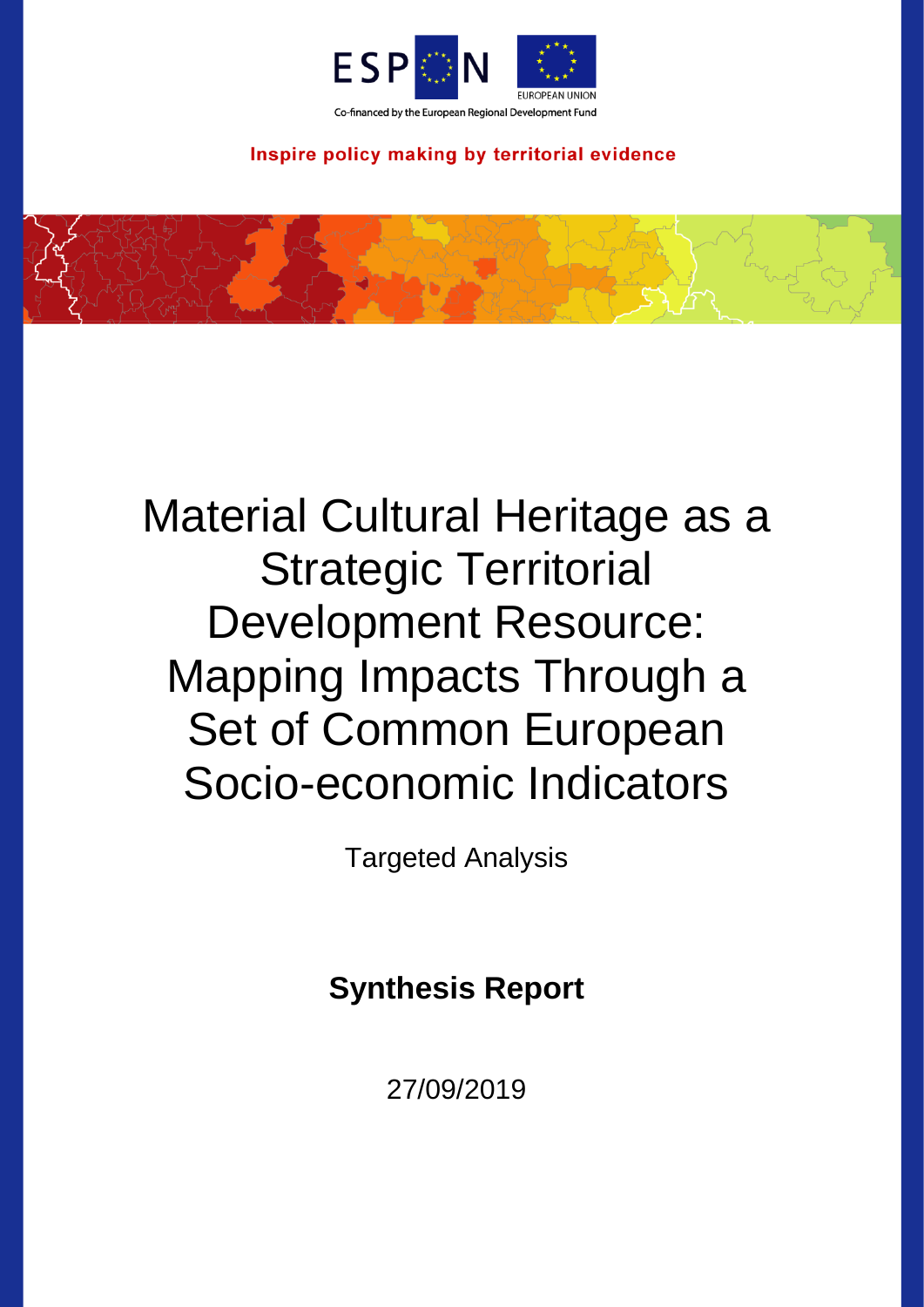ESPON

EUROPEAN UNION

Co-financed by the European Regional Development Fund

**Inspire policy making by territorial evidence**

# Material Cultural Heritage as a Strategic Territorial Development Resource: Mapping Impacts Through a Set of Common European Socio-economic Indicators

Targeted Analysis

**Synthesis Report**

27/09/2019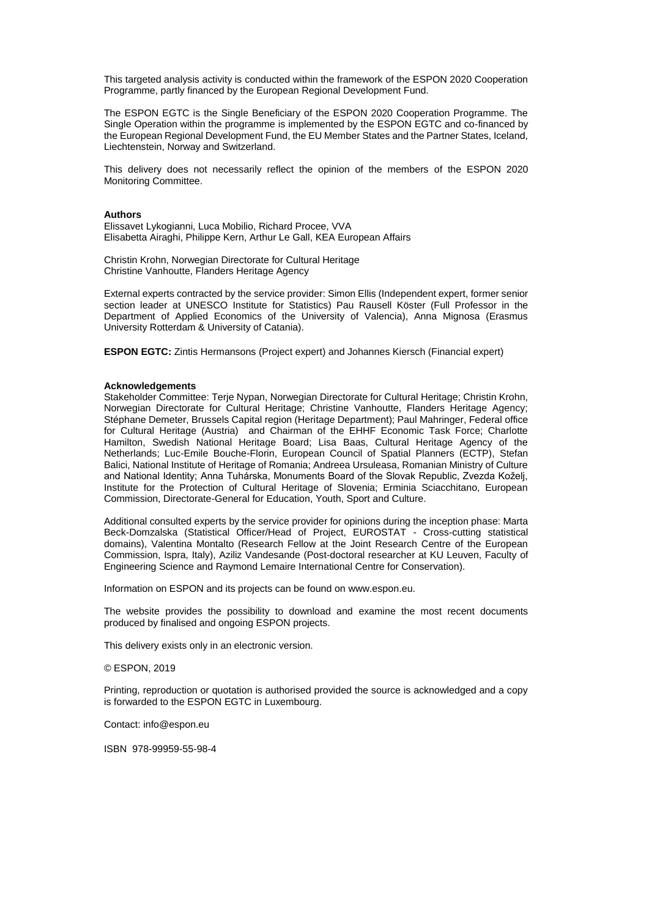This targeted analysis activity is conducted within the framework of the ESPON 2020 Cooperation Programme, partly financed by the European Regional Development Fund.

The ESPON EGTC is the Single Beneficiary of the ESPON 2020 Cooperation Programme. The Single Operation within the programme is implemented by the ESPON EGTC and co-financed by the European Regional Development Fund, the EU Member States and the Partner States, Iceland, Liechtenstein, Norway and Switzerland.

This delivery does not necessarily reflect the opinion of the members of the ESPON 2020 Monitoring Committee.

**Authors**
Elissavet Lykogianni, Luca Mobilio, Richard Procee, VVA
Elisabetta Airaghi, Philippe Kern, Arthur Le Gall, KEA European Affairs

Christin Krohn, Norwegian Directorate for Cultural Heritage
Christine Vanhoutte, Flanders Heritage Agency

External experts contracted by the service provider: Simon Ellis (Independent expert, former senior section leader at UNESCO Institute for Statistics) Pau Rausell Köster (Full Professor in the Department of Applied Economics of the University of Valencia), Anna Mignosa (Erasmus University Rotterdam & University of Catania).

**ESPON EGTC:** Zintis Hermansons (Project expert) and Johannes Kiersch (Financial expert)

**Acknowledgements**
Stakeholder Committee: Terje Nypan, Norwegian Directorate for Cultural Heritage; Christin Krohn, Norwegian Directorate for Cultural Heritage; Christine Vanhoutte, Flanders Heritage Agency; Stéphane Demeter, Brussels Capital region (Heritage Department); Paul Mahringer, Federal office for Cultural Heritage (Austria) and Chairman of the EHHF Economic Task Force; Charlotte Hamilton, Swedish National Heritage Board; Lisa Baas, Cultural Heritage Agency of the Netherlands; Luc-Emile Bouche-Florin, European Council of Spatial Planners (ECTP), Stefan Balici, National Institute of Heritage of Romania; Andreea Ursuleasa, Romanian Ministry of Culture and National Identity; Anna Tuhárska, Monuments Board of the Slovak Republic, Zvezda Koželj, Institute for the Protection of Cultural Heritage of Slovenia; Erminia Sciacchitano, European Commission, Directorate-General for Education, Youth, Sport and Culture.

Additional consulted experts by the service provider for opinions during the inception phase: Marta Beck-Domzalska (Statistical Officer/Head of Project, EUROSTAT - Cross-cutting statistical domains), Valentina Montalto (Research Fellow at the Joint Research Centre of the European Commission, Ispra, Italy), Aziliz Vandesande (Post-doctoral researcher at KU Leuven, Faculty of Engineering Science and Raymond Lemaire International Centre for Conservation).

Information on ESPON and its projects can be found on www.espon.eu.

The website provides the possibility to download and examine the most recent documents produced by finalised and ongoing ESPON projects.

This delivery exists only in an electronic version.

© ESPON, 2019

Printing, reproduction or quotation is authorised provided the source is acknowledged and a copy is forwarded to the ESPON EGTC in Luxembourg.

Contact: info@espon.eu

ISBN 978-99959-55-98-4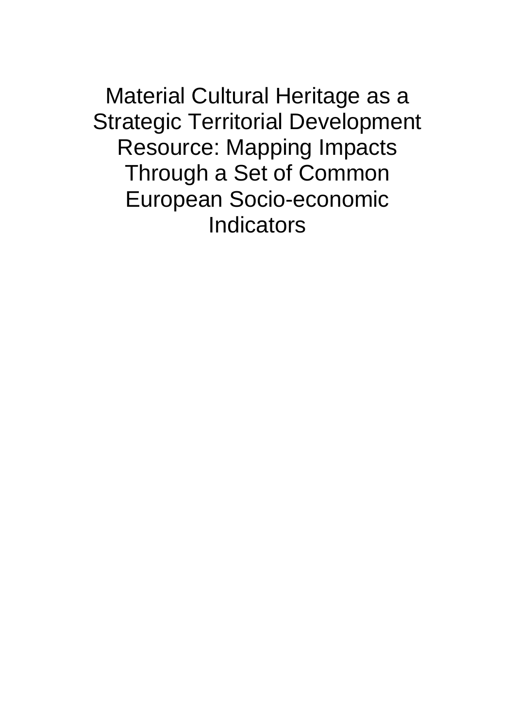# Material Cultural Heritage as a Strategic Territorial Development Resource: Mapping Impacts Through a Set of Common European Socio-economic Indicators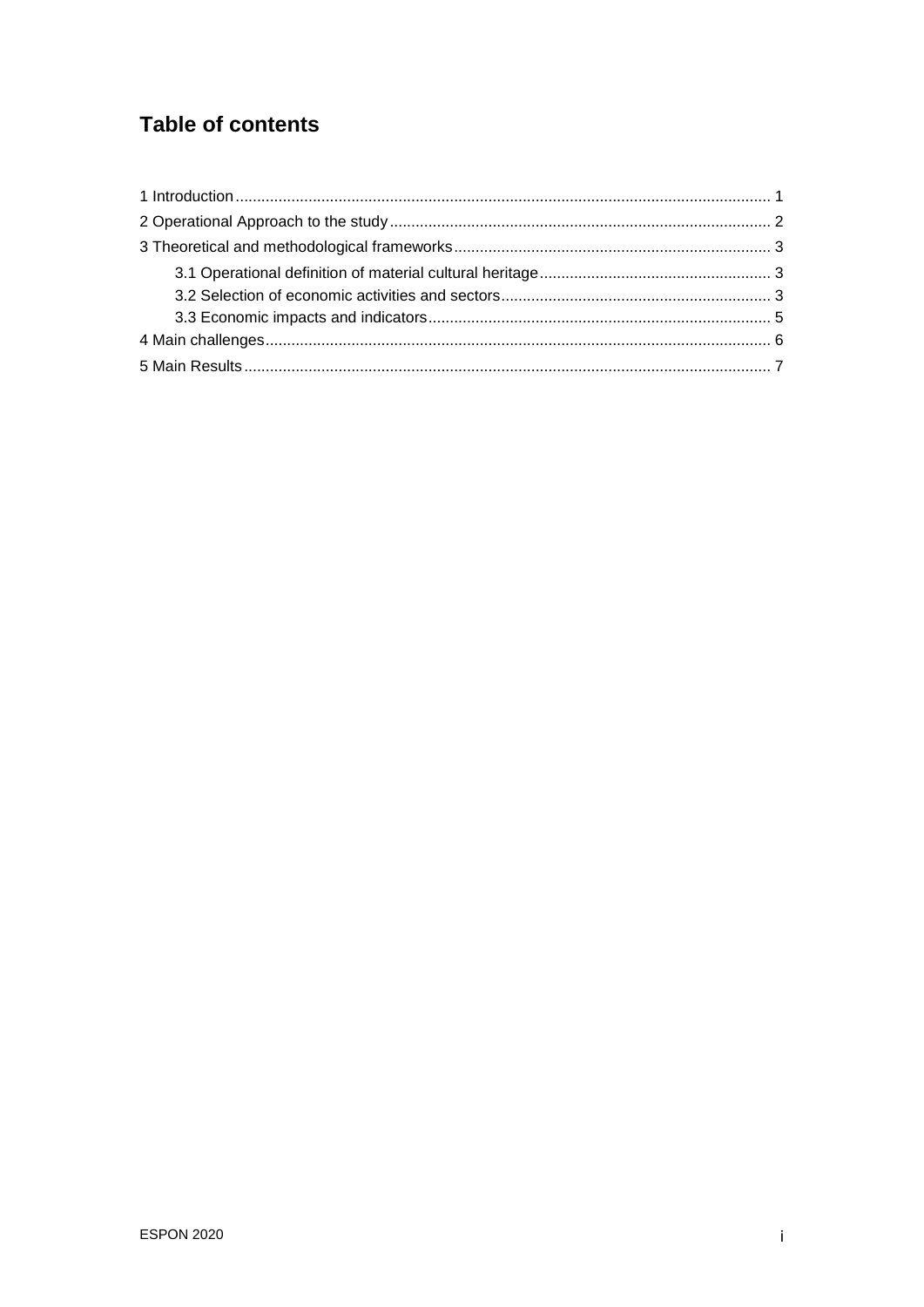# Table of contents

1 Introduction ........................................................................................................................ 1

2 Operational Approach to the study ..................................................................................... 2

3 Theoretical and methodological frameworks ...................................................................... 3

- 3.1 Operational definition of material cultural heritage ...................................................... 3
- 3.2 Selection of economic activities and sectors ............................................................... 3
- 3.3 Economic impacts and indicators ................................................................................ 5

4 Main challenges .................................................................................................................. 6

5 Main Results ....................................................................................................................... 7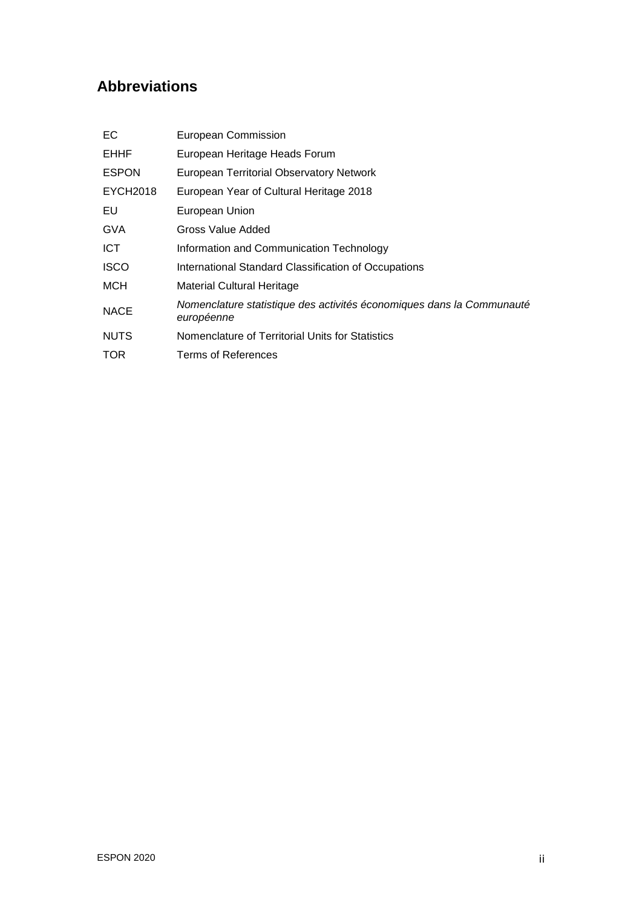## Abbreviations

| | |
|---|---|
| EC | European Commission |
| EHHF | European Heritage Heads Forum |
| ESPON | European Territorial Observatory Network |
| EYCH2018 | European Year of Cultural Heritage 2018 |
| EU | European Union |
| GVA | Gross Value Added |
| ICT | Information and Communication Technology |
| ISCO | International Standard Classification of Occupations |
| MCH | Material Cultural Heritage |
| NACE | *Nomenclature statistique des activités économiques dans la Communauté européenne* |
| NUTS | Nomenclature of Territorial Units for Statistics |
| TOR | Terms of References |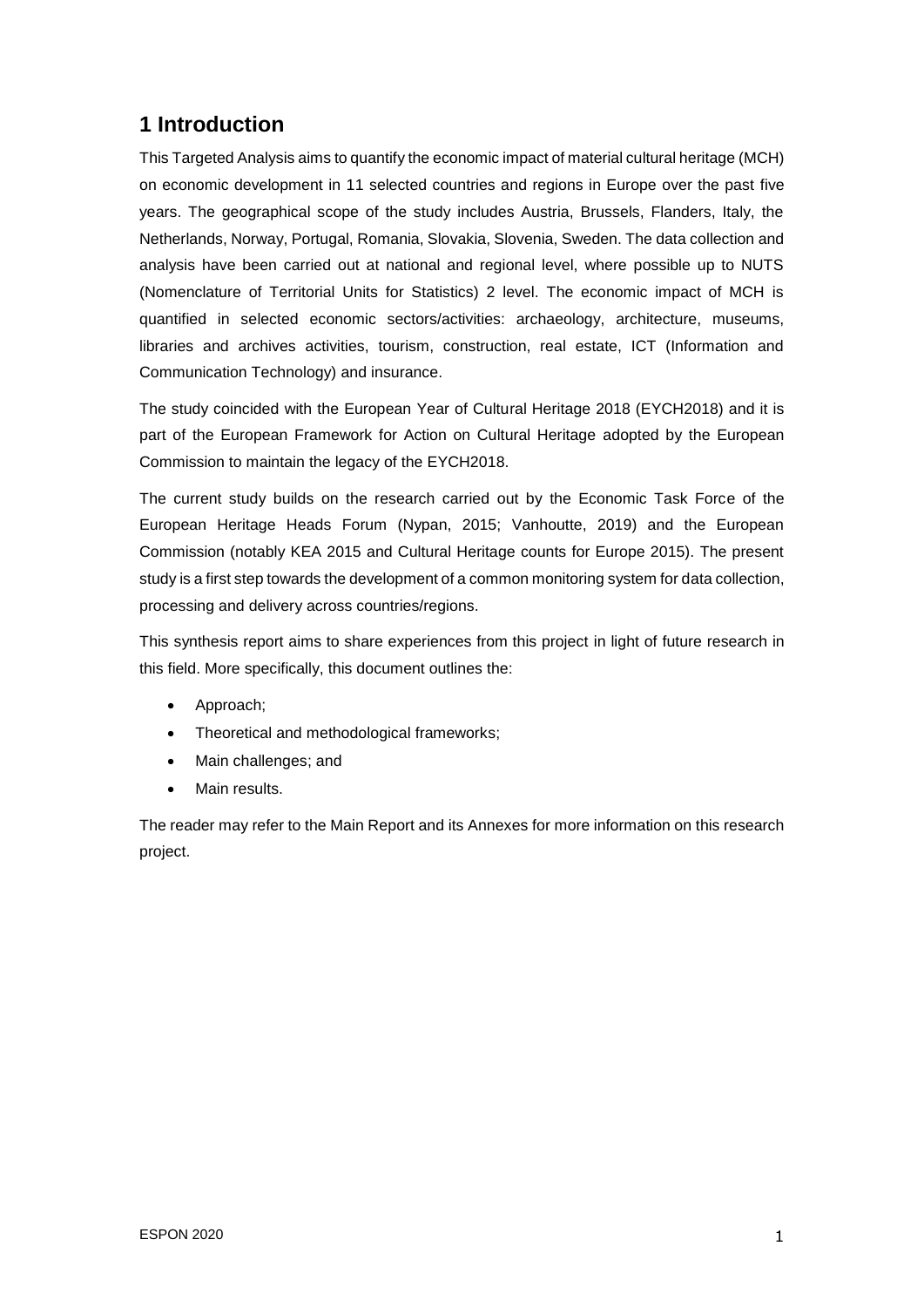# 1 Introduction

This Targeted Analysis aims to quantify the economic impact of material cultural heritage (MCH) on economic development in 11 selected countries and regions in Europe over the past five years. The geographical scope of the study includes Austria, Brussels, Flanders, Italy, the Netherlands, Norway, Portugal, Romania, Slovakia, Slovenia, Sweden. The data collection and analysis have been carried out at national and regional level, where possible up to NUTS (Nomenclature of Territorial Units for Statistics) 2 level. The economic impact of MCH is quantified in selected economic sectors/activities: archaeology, architecture, museums, libraries and archives activities, tourism, construction, real estate, ICT (Information and Communication Technology) and insurance.

The study coincided with the European Year of Cultural Heritage 2018 (EYCH2018) and it is part of the European Framework for Action on Cultural Heritage adopted by the European Commission to maintain the legacy of the EYCH2018.

The current study builds on the research carried out by the Economic Task Force of the European Heritage Heads Forum (Nypan, 2015; Vanhoutte, 2019) and the European Commission (notably KEA 2015 and Cultural Heritage counts for Europe 2015). The present study is a first step towards the development of a common monitoring system for data collection, processing and delivery across countries/regions.

This synthesis report aims to share experiences from this project in light of future research in this field. More specifically, this document outlines the:

- Approach;
- Theoretical and methodological frameworks;
- Main challenges; and
- Main results.

The reader may refer to the Main Report and its Annexes for more information on this research project.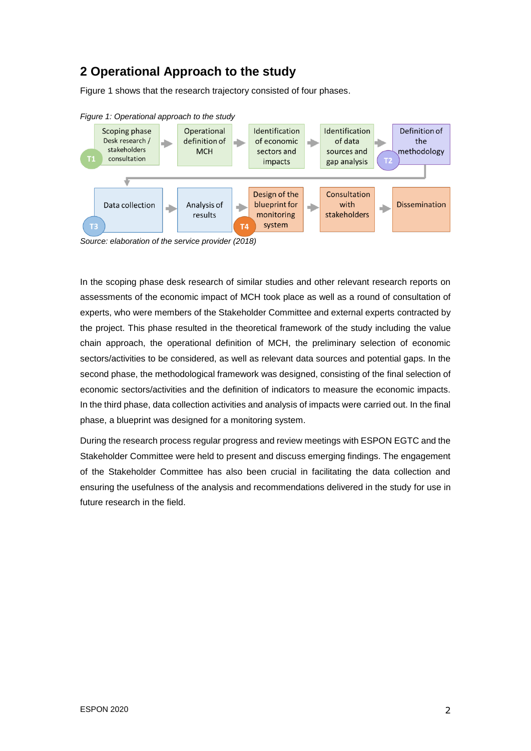## 2 Operational Approach to the study

Figure 1 shows that the research trajectory consisted of four phases.

*Figure 1: Operational approach to the study*

*Source: elaboration of the service provider (2018)*

In the scoping phase desk research of similar studies and other relevant research reports on assessments of the economic impact of MCH took place as well as a round of consultation of experts, who were members of the Stakeholder Committee and external experts contracted by the project. This phase resulted in the theoretical framework of the study including the value chain approach, the operational definition of MCH, the preliminary selection of economic sectors/activities to be considered, as well as relevant data sources and potential gaps. In the second phase, the methodological framework was designed, consisting of the final selection of economic sectors/activities and the definition of indicators to measure the economic impacts. In the third phase, data collection activities and analysis of impacts were carried out. In the final phase, a blueprint was designed for a monitoring system.

During the research process regular progress and review meetings with ESPON EGTC and the Stakeholder Committee were held to present and discuss emerging findings. The engagement of the Stakeholder Committee has also been crucial in facilitating the data collection and ensuring the usefulness of the analysis and recommendations delivered in the study for use in future research in the field.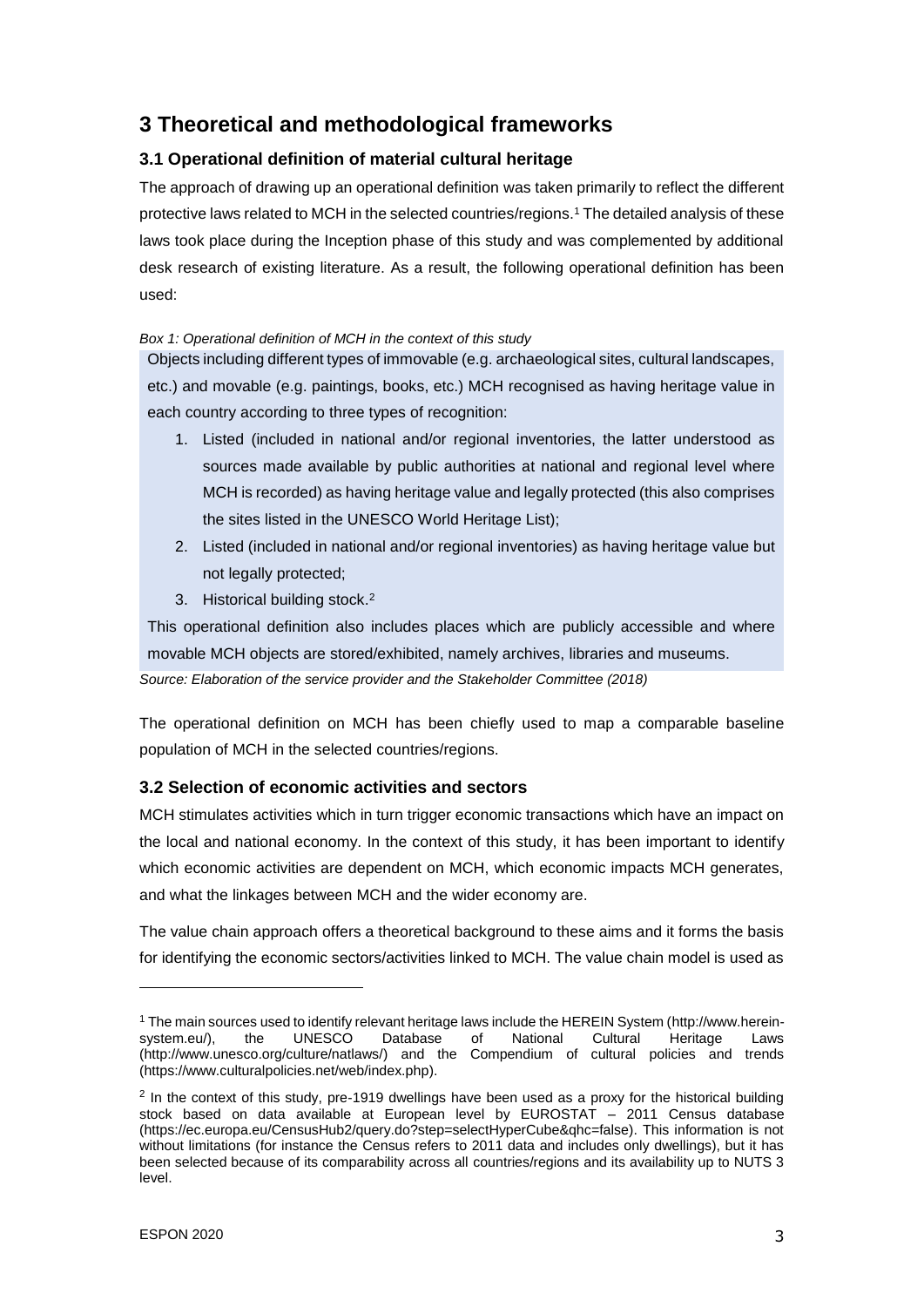# 3 Theoretical and methodological frameworks

## 3.1 Operational definition of material cultural heritage

The approach of drawing up an operational definition was taken primarily to reflect the different protective laws related to MCH in the selected countries/regions.[1] The detailed analysis of these laws took place during the Inception phase of this study and was complemented by additional desk research of existing literature. As a result, the following operational definition has been used:

*Box 1: Operational definition of MCH in the context of this study*

> Objects including different types of immovable (e.g. archaeological sites, cultural landscapes, etc.) and movable (e.g. paintings, books, etc.) MCH recognised as having heritage value in each country according to three types of recognition:
>
> 1. Listed (included in national and/or regional inventories, the latter understood as sources made available by public authorities at national and regional level where MCH is recorded) as having heritage value and legally protected (this also comprises the sites listed in the UNESCO World Heritage List);
> 2. Listed (included in national and/or regional inventories) as having heritage value but not legally protected;
> 3. Historical building stock.[2]
>
> This operational definition also includes places which are publicly accessible and where movable MCH objects are stored/exhibited, namely archives, libraries and museums.

*Source: Elaboration of the service provider and the Stakeholder Committee (2018)*

The operational definition on MCH has been chiefly used to map a comparable baseline population of MCH in the selected countries/regions.

## 3.2 Selection of economic activities and sectors

MCH stimulates activities which in turn trigger economic transactions which have an impact on the local and national economy. In the context of this study, it has been important to identify which economic activities are dependent on MCH, which economic impacts MCH generates, and what the linkages between MCH and the wider economy are.

The value chain approach offers a theoretical background to these aims and it forms the basis for identifying the economic sectors/activities linked to MCH. The value chain model is used as

---

[1] The main sources used to identify relevant heritage laws include the HEREIN System (http://www.herein-system.eu/), the UNESCO Database of National Cultural Heritage Laws (http://www.unesco.org/culture/natlaws/) and the Compendium of cultural policies and trends (https://www.culturalpolicies.net/web/index.php).

[2] In the context of this study, pre-1919 dwellings have been used as a proxy for the historical building stock based on data available at European level by EUROSTAT – 2011 Census database (https://ec.europa.eu/CensusHub2/query.do?step=selectHyperCube&qhc=false). This information is not without limitations (for instance the Census refers to 2011 data and includes only dwellings), but it has been selected because of its comparability across all countries/regions and its availability up to NUTS 3 level.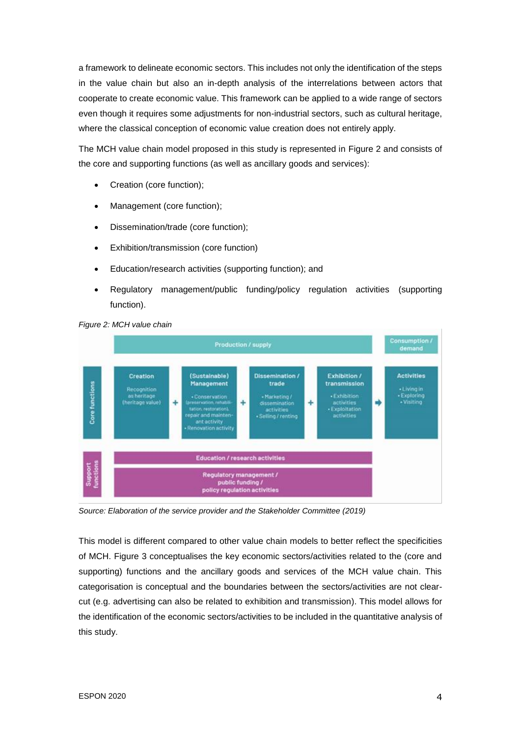a framework to delineate economic sectors. This includes not only the identification of the steps in the value chain but also an in-depth analysis of the interrelations between actors that cooperate to create economic value. This framework can be applied to a wide range of sectors even though it requires some adjustments for non-industrial sectors, such as cultural heritage, where the classical conception of economic value creation does not entirely apply.

The MCH value chain model proposed in this study is represented in Figure 2 and consists of the core and supporting functions (as well as ancillary goods and services):

- Creation (core function);
- Management (core function);
- Dissemination/trade (core function);
- Exhibition/transmission (core function)
- Education/research activities (supporting function); and
- Regulatory management/public funding/policy regulation activities (supporting function).

*Figure 2: MCH value chain*

*Source: Elaboration of the service provider and the Stakeholder Committee (2019)*

This model is different compared to other value chain models to better reflect the specificities of MCH. Figure 3 conceptualises the key economic sectors/activities related to the (core and supporting) functions and the ancillary goods and services of the MCH value chain. This categorisation is conceptual and the boundaries between the sectors/activities are not clear-cut (e.g. advertising can also be related to exhibition and transmission). This model allows for the identification of the economic sectors/activities to be included in the quantitative analysis of this study.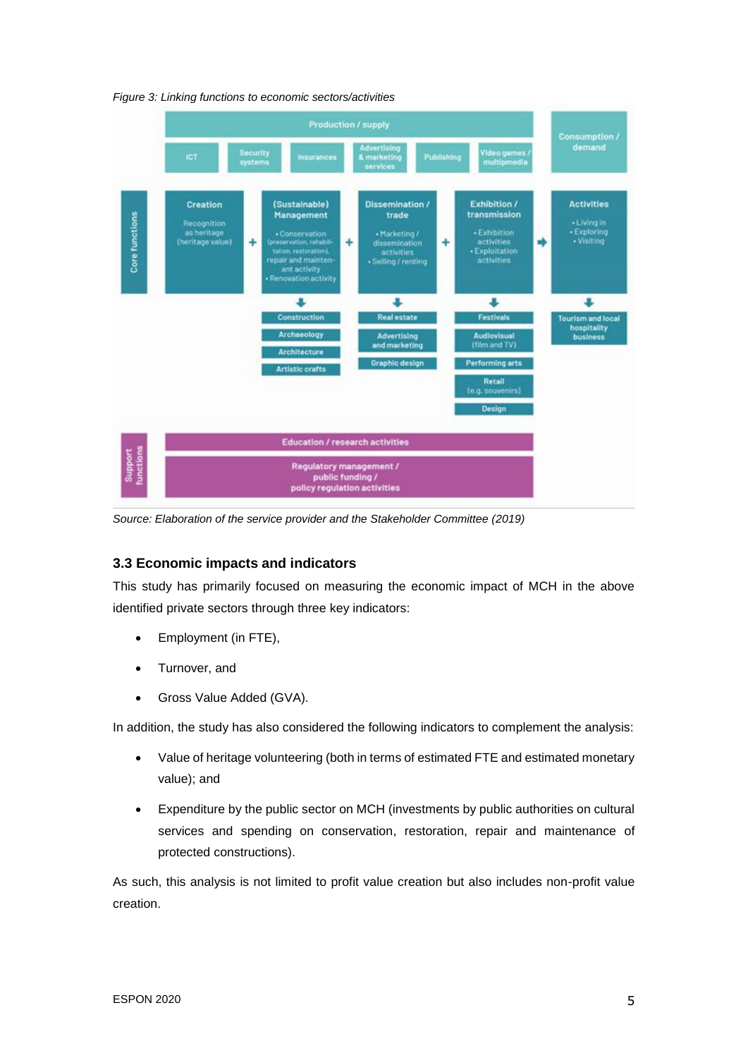*Figure 3: Linking functions to economic sectors/activities*

**Production / supply**: ICT | Security systems | Insurances | Advertising & marketing services | Publishing | Video games / multipmedia

**Consumption / demand**

**Core functions**

- **Creation**: Recognition as heritage (heritage value)
- \+ **(Sustainable) Management**: • Conservation (preservation, rehabilitation, restoration), repair and maintenant activity • Renovation activity → Construction; Archaeology; Architecture; Artistic crafts
- \+ **Dissemination / trade**: • Marketing / dissemination activities • Selling / renting → Real estate; Advertising and marketing; Graphic design
- \+ **Exhibition / transmission**: • Exhibition activities • Exploitation activities → Festivals; Audiovisual (film and TV); Performing arts; Retail (e.g. souvenirs); Design
- → **Activities**: • Living in • Exploring • Visiting → Tourism and local hospitality business

**Support functions**

- Education / research activities
- Regulatory management / public funding / policy regulation activities

*Source: Elaboration of the service provider and the Stakeholder Committee (2019)*

### 3.3 Economic impacts and indicators

This study has primarily focused on measuring the economic impact of MCH in the above identified private sectors through three key indicators:

- Employment (in FTE),
- Turnover, and
- Gross Value Added (GVA).

In addition, the study has also considered the following indicators to complement the analysis:

- Value of heritage volunteering (both in terms of estimated FTE and estimated monetary value); and
- Expenditure by the public sector on MCH (investments by public authorities on cultural services and spending on conservation, restoration, repair and maintenance of protected constructions).

As such, this analysis is not limited to profit value creation but also includes non-profit value creation.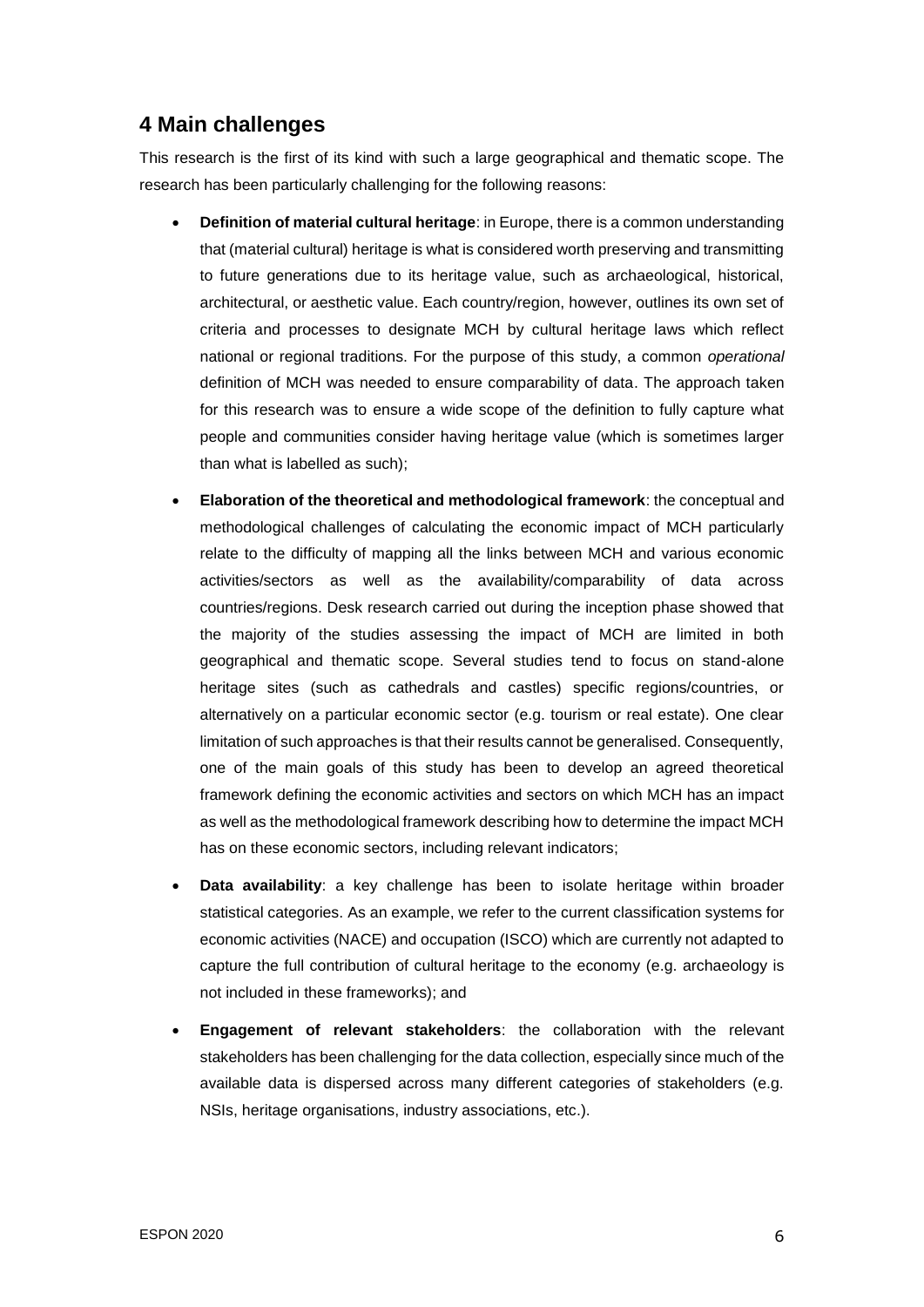## 4 Main challenges

This research is the first of its kind with such a large geographical and thematic scope. The research has been particularly challenging for the following reasons:

- **Definition of material cultural heritage**: in Europe, there is a common understanding that (material cultural) heritage is what is considered worth preserving and transmitting to future generations due to its heritage value, such as archaeological, historical, architectural, or aesthetic value. Each country/region, however, outlines its own set of criteria and processes to designate MCH by cultural heritage laws which reflect national or regional traditions. For the purpose of this study, a common *operational* definition of MCH was needed to ensure comparability of data. The approach taken for this research was to ensure a wide scope of the definition to fully capture what people and communities consider having heritage value (which is sometimes larger than what is labelled as such);

- **Elaboration of the theoretical and methodological framework**: the conceptual and methodological challenges of calculating the economic impact of MCH particularly relate to the difficulty of mapping all the links between MCH and various economic activities/sectors as well as the availability/comparability of data across countries/regions. Desk research carried out during the inception phase showed that the majority of the studies assessing the impact of MCH are limited in both geographical and thematic scope. Several studies tend to focus on stand-alone heritage sites (such as cathedrals and castles) specific regions/countries, or alternatively on a particular economic sector (e.g. tourism or real estate). One clear limitation of such approaches is that their results cannot be generalised. Consequently, one of the main goals of this study has been to develop an agreed theoretical framework defining the economic activities and sectors on which MCH has an impact as well as the methodological framework describing how to determine the impact MCH has on these economic sectors, including relevant indicators;

- **Data availability**: a key challenge has been to isolate heritage within broader statistical categories. As an example, we refer to the current classification systems for economic activities (NACE) and occupation (ISCO) which are currently not adapted to capture the full contribution of cultural heritage to the economy (e.g. archaeology is not included in these frameworks); and

- **Engagement of relevant stakeholders**: the collaboration with the relevant stakeholders has been challenging for the data collection, especially since much of the available data is dispersed across many different categories of stakeholders (e.g. NSIs, heritage organisations, industry associations, etc.).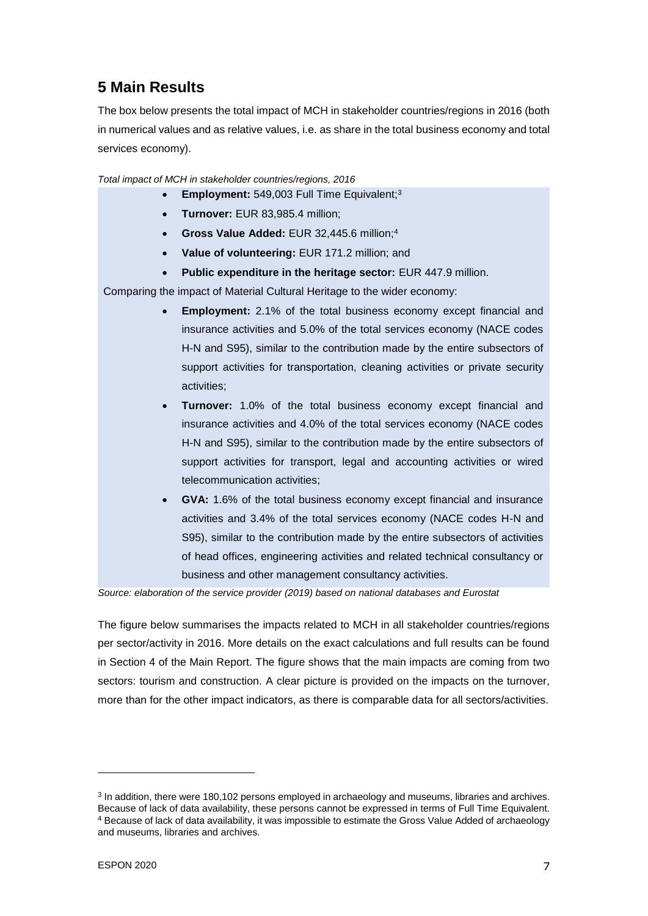## 5 Main Results

The box below presents the total impact of MCH in stakeholder countries/regions in 2016 (both in numerical values and as relative values, i.e. as share in the total business economy and total services economy).

*Total impact of MCH in stakeholder countries/regions, 2016*

- **Employment:** 549,003 Full Time Equivalent;[3]
- **Turnover:** EUR 83,985.4 million;
- **Gross Value Added:** EUR 32,445.6 million;[4]
- **Value of volunteering:** EUR 171.2 million; and
- **Public expenditure in the heritage sector:** EUR 447.9 million.

Comparing the impact of Material Cultural Heritage to the wider economy:

- **Employment:** 2.1% of the total business economy except financial and insurance activities and 5.0% of the total services economy (NACE codes H-N and S95), similar to the contribution made by the entire subsectors of support activities for transportation, cleaning activities or private security activities;
- **Turnover:** 1.0% of the total business economy except financial and insurance activities and 4.0% of the total services economy (NACE codes H-N and S95), similar to the contribution made by the entire subsectors of support activities for transport, legal and accounting activities or wired telecommunication activities;
- **GVA:** 1.6% of the total business economy except financial and insurance activities and 3.4% of the total services economy (NACE codes H-N and S95), similar to the contribution made by the entire subsectors of activities of head offices, engineering activities and related technical consultancy or business and other management consultancy activities.

*Source: elaboration of the service provider (2019) based on national databases and Eurostat*

The figure below summarises the impacts related to MCH in all stakeholder countries/regions per sector/activity in 2016. More details on the exact calculations and full results can be found in Section 4 of the Main Report. The figure shows that the main impacts are coming from two sectors: tourism and construction. A clear picture is provided on the impacts on the turnover, more than for the other impact indicators, as there is comparable data for all sectors/activities.

[3] In addition, there were 180,102 persons employed in archaeology and museums, libraries and archives. Because of lack of data availability, these persons cannot be expressed in terms of Full Time Equivalent.
[4] Because of lack of data availability, it was impossible to estimate the Gross Value Added of archaeology and museums, libraries and archives.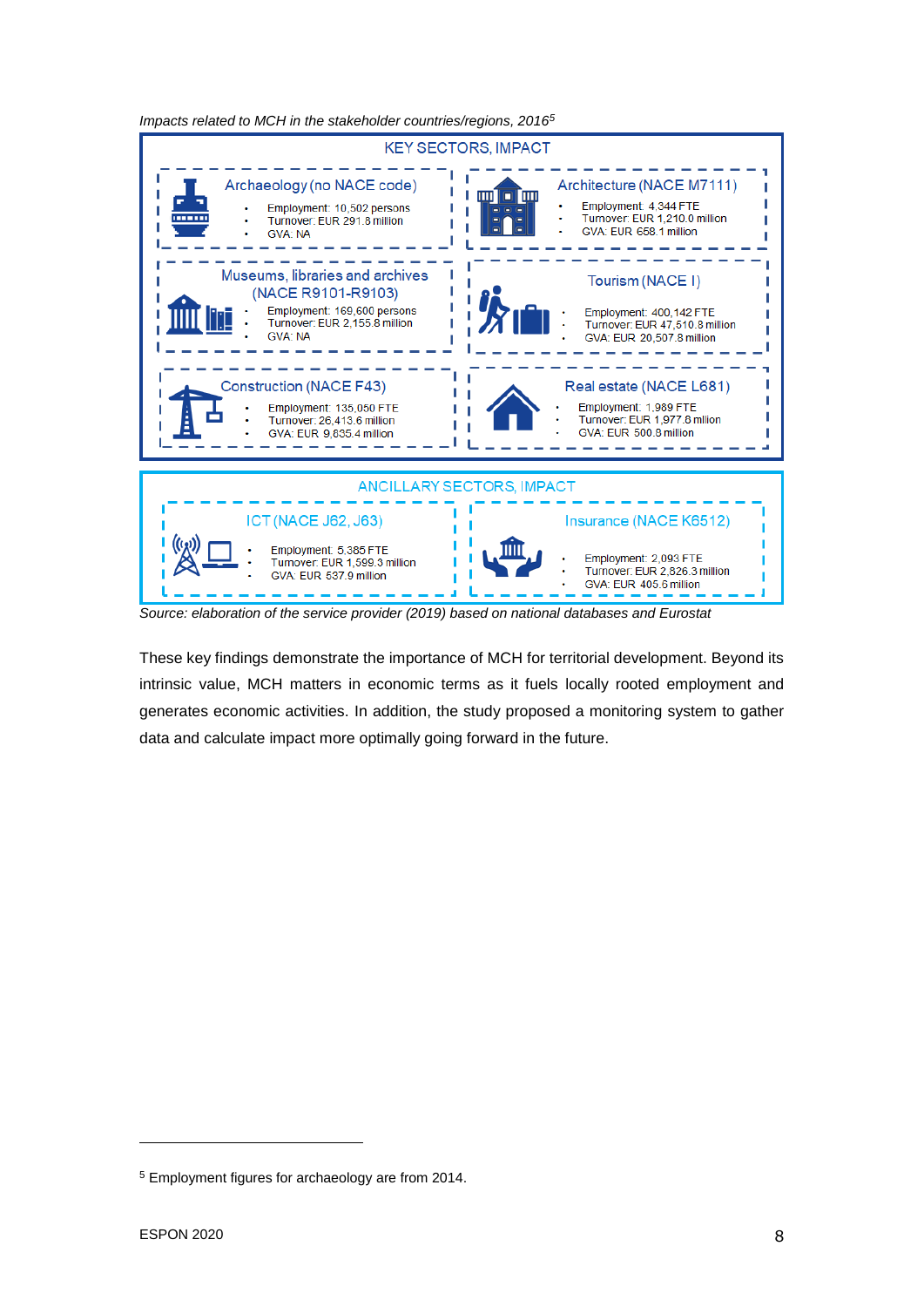*Impacts related to MCH in the stakeholder countries/regions, 2016*[5]

**KEY SECTORS, IMPACT**

**Archaeology (no NACE code)**

- Employment: 10,502 persons
- Turnover: EUR 291.8 million
- GVA: NA

**Architecture (NACE M7111)**

- Employment: 4,344 FTE
- Turnover: EUR 1,210.0 million
- GVA: EUR 658.1 million

**Museums, libraries and archives (NACE R9101-R9103)**

- Employment: 169,600 persons
- Turnover: EUR 2,155.8 million
- GVA: NA

**Tourism (NACE I)**

- Employment: 400,142 FTE
- Turnover: EUR 47,510.8 million
- GVA: EUR 20,507.8 million

**Construction (NACE F43)**

- Employment: 135,050 FTE
- Turnover: 26,413.6 million
- GVA: EUR 9,835.4 million

**Real estate (NACE L681)**

- Employment: 1,989 FTE
- Turnover: EUR 1,977.8 million
- GVA: EUR 500.8 million

**ANCILLARY SECTORS, IMPACT**

**ICT (NACE J62, J63)**

- Employment: 5,385 FTE
- Turnover: EUR 1,599.3 million
- GVA: EUR 537.9 million

**Insurance (NACE K6512)**

- Employment: 2,093 FTE
- Turnover: EUR 2,826.3 million
- GVA: EUR 405.6 million

*Source: elaboration of the service provider (2019) based on national databases and Eurostat*

These key findings demonstrate the importance of MCH for territorial development. Beyond its intrinsic value, MCH matters in economic terms as it fuels locally rooted employment and generates economic activities. In addition, the study proposed a monitoring system to gather data and calculate impact more optimally going forward in the future.

[5] Employment figures for archaeology are from 2014.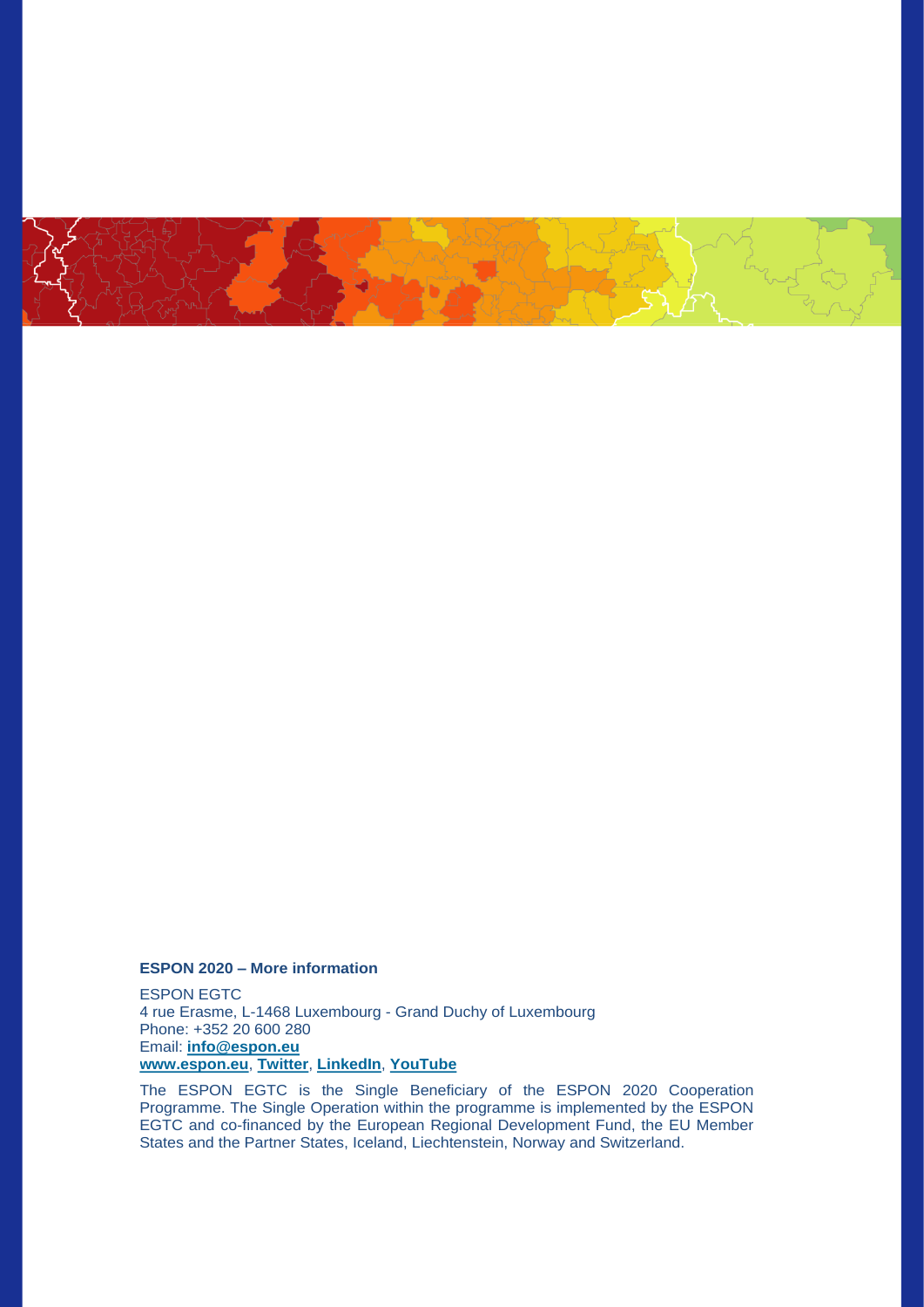**ESPON 2020 – More information**

ESPON EGTC
4 rue Erasme, L-1468 Luxembourg - Grand Duchy of Luxembourg
Phone: +352 20 600 280
Email: **info@espon.eu**
**www.espon.eu**, **Twitter**, **LinkedIn**, **YouTube**

The ESPON EGTC is the Single Beneficiary of the ESPON 2020 Cooperation Programme. The Single Operation within the programme is implemented by the ESPON EGTC and co-financed by the European Regional Development Fund, the EU Member States and the Partner States, Iceland, Liechtenstein, Norway and Switzerland.